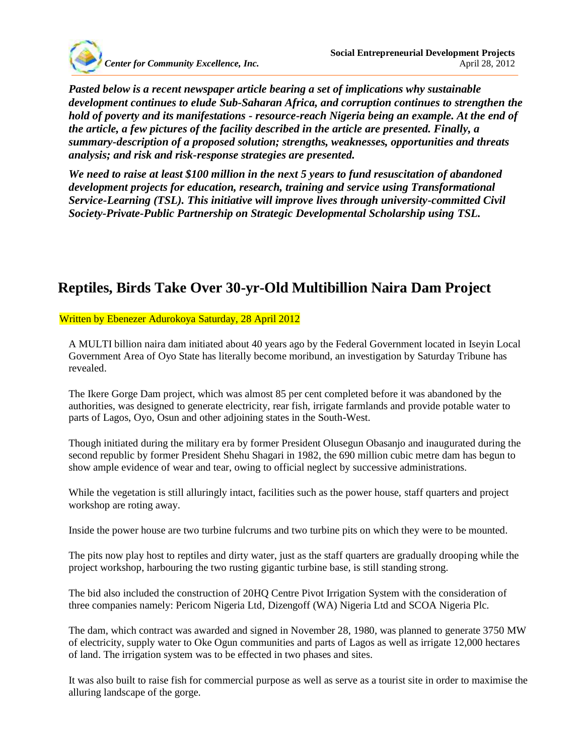*Center for Community Excellence, Inc.*

**Social Entrepreneurial Development Projects**
April 28, 2012

***Pasted below is a recent newspaper article bearing a set of implications why sustainable development continues to elude Sub-Saharan Africa, and corruption continues to strengthen the hold of poverty and its manifestations - resource-reach Nigeria being an example. At the end of the article, a few pictures of the facility described in the article are presented. Finally, a summary-description of a proposed solution; strengths, weaknesses, opportunities and threats analysis; and risk and risk-response strategies are presented.***

***We need to raise at least $100 million in the next 5 years to fund resuscitation of abandoned development projects for education, research, training and service using Transformational Service-Learning (TSL). This initiative will improve lives through university-committed Civil Society-Private-Public Partnership on Strategic Developmental Scholarship using TSL.***

# Reptiles, Birds Take Over 30-yr-Old Multibillion Naira Dam Project

Written by Ebenezer Adurokoya Saturday, 28 April 2012

A MULTI billion naira dam initiated about 40 years ago by the Federal Government located in Iseyin Local Government Area of Oyo State has literally become moribund, an investigation by Saturday Tribune has revealed.

The Ikere Gorge Dam project, which was almost 85 per cent completed before it was abandoned by the authorities, was designed to generate electricity, rear fish, irrigate farmlands and provide potable water to parts of Lagos, Oyo, Osun and other adjoining states in the South-West.

Though initiated during the military era by former President Olusegun Obasanjo and inaugurated during the second republic by former President Shehu Shagari in 1982, the 690 million cubic metre dam has begun to show ample evidence of wear and tear, owing to official neglect by successive administrations.

While the vegetation is still alluringly intact, facilities such as the power house, staff quarters and project workshop are roting away.

Inside the power house are two turbine fulcrums and two turbine pits on which they were to be mounted.

The pits now play host to reptiles and dirty water, just as the staff quarters are gradually drooping while the project workshop, harbouring the two rusting gigantic turbine base, is still standing strong.

The bid also included the construction of 20HQ Centre Pivot Irrigation System with the consideration of three companies namely: Pericom Nigeria Ltd, Dizengoff (WA) Nigeria Ltd and SCOA Nigeria Plc.

The dam, which contract was awarded and signed in November 28, 1980, was planned to generate 3750 MW of electricity, supply water to Oke Ogun communities and parts of Lagos as well as irrigate 12,000 hectares of land. The irrigation system was to be effected in two phases and sites.

It was also built to raise fish for commercial purpose as well as serve as a tourist site in order to maximise the alluring landscape of the gorge.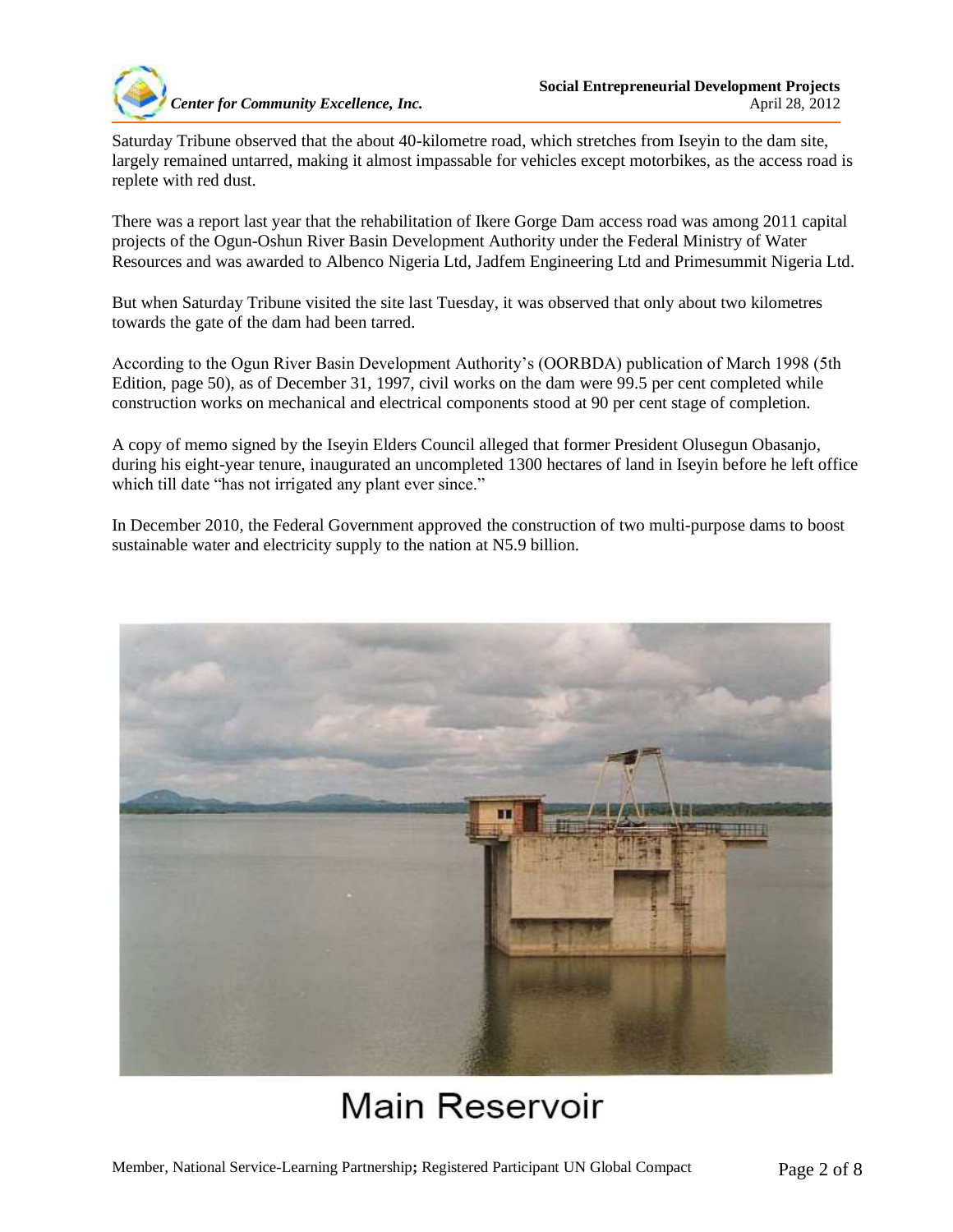Saturday Tribune observed that the about 40-kilometre road, which stretches from Iseyin to the dam site, largely remained untarred, making it almost impassable for vehicles except motorbikes, as the access road is replete with red dust.

There was a report last year that the rehabilitation of Ikere Gorge Dam access road was among 2011 capital projects of the Ogun-Oshun River Basin Development Authority under the Federal Ministry of Water Resources and was awarded to Albenco Nigeria Ltd, Jadfem Engineering Ltd and Primesummit Nigeria Ltd.

But when Saturday Tribune visited the site last Tuesday, it was observed that only about two kilometres towards the gate of the dam had been tarred.

According to the Ogun River Basin Development Authority's (OORBDA) publication of March 1998 (5th Edition, page 50), as of December 31, 1997, civil works on the dam were 99.5 per cent completed while construction works on mechanical and electrical components stood at 90 per cent stage of completion.

A copy of memo signed by the Iseyin Elders Council alleged that former President Olusegun Obasanjo, during his eight-year tenure, inaugurated an uncompleted 1300 hectares of land in Iseyin before he left office which till date "has not irrigated any plant ever since."

In December 2010, the Federal Government approved the construction of two multi-purpose dams to boost sustainable water and electricity supply to the nation at N5.9 billion.

Main Reservoir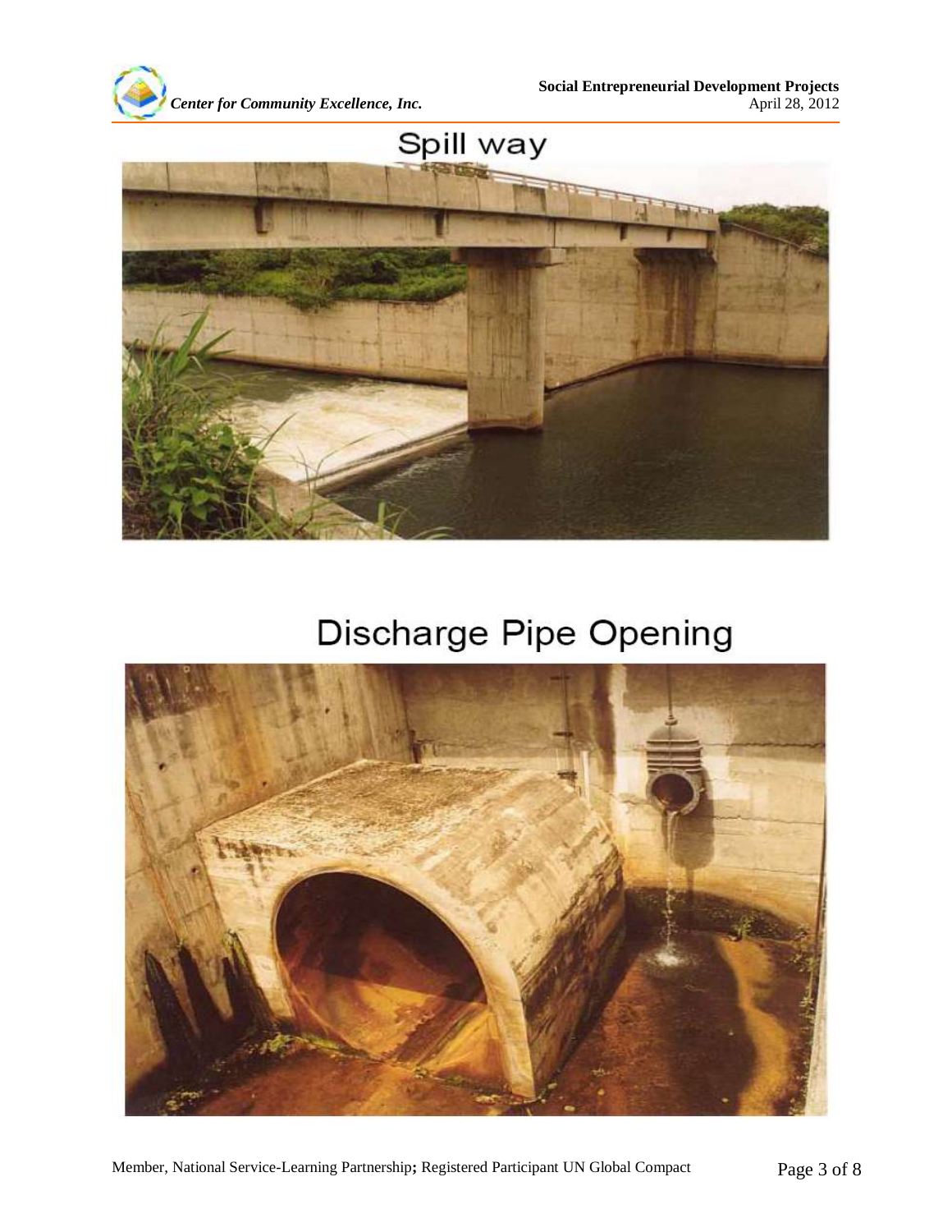## Spill way

## Discharge Pipe Opening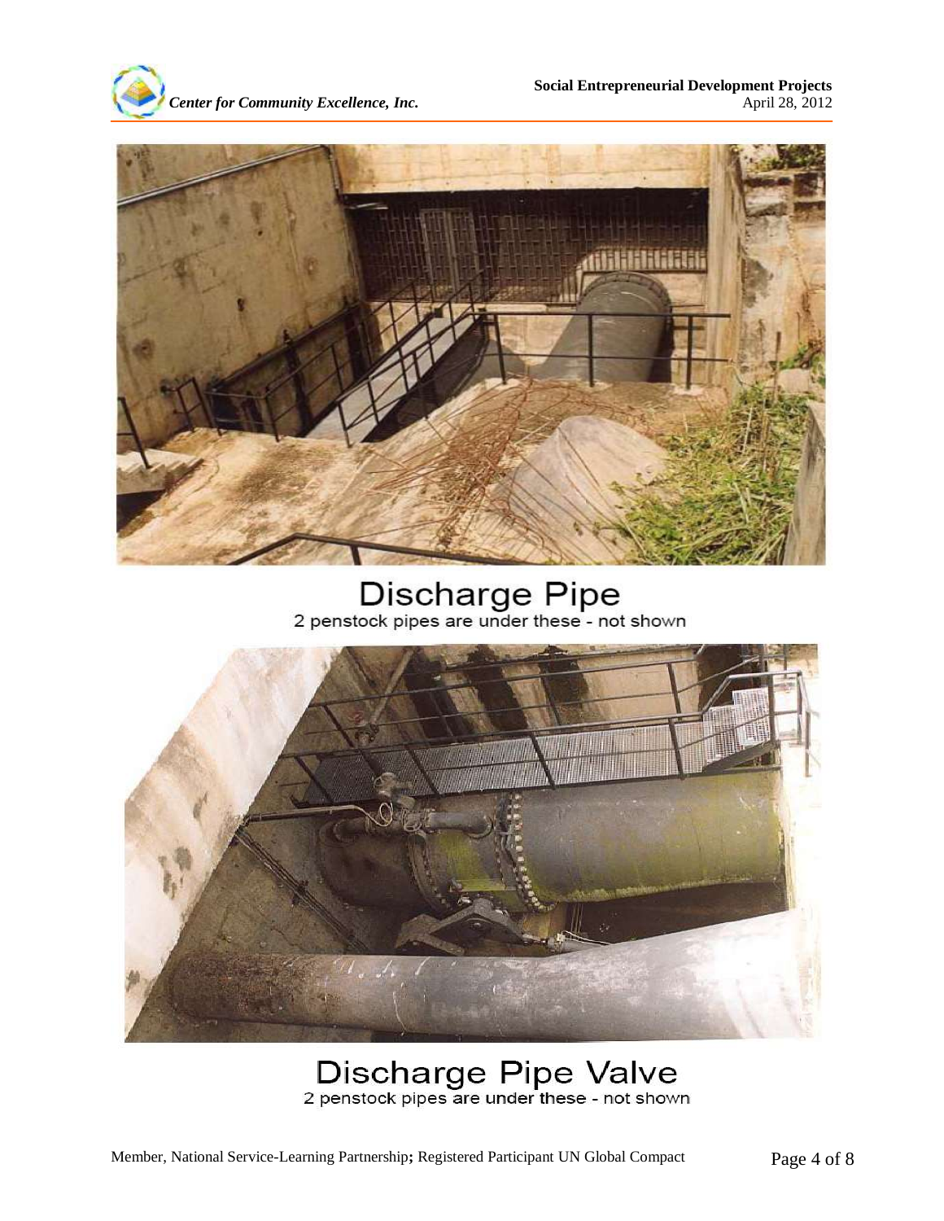Discharge Pipe

2 penstock pipes are under these - not shown

Discharge Pipe Valve

2 penstock pipes are under these - not shown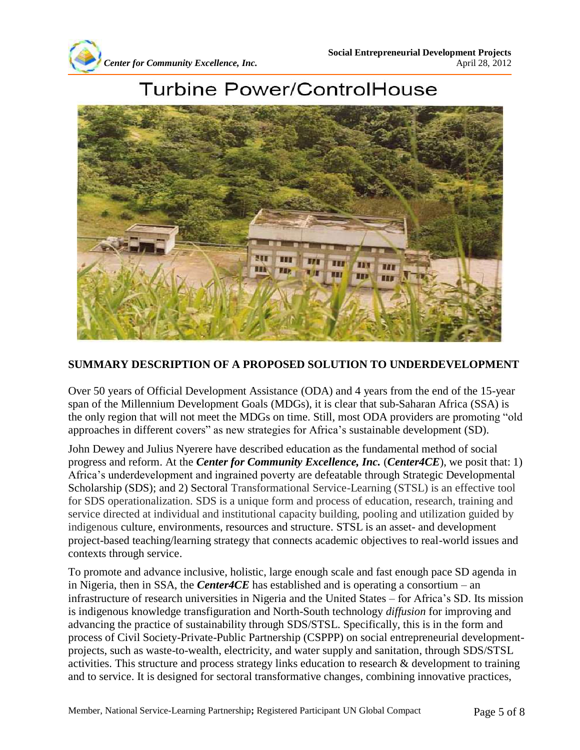# Turbine Power/ControlHouse

## SUMMARY DESCRIPTION OF A PROPOSED SOLUTION TO UNDERDEVELOPMENT

Over 50 years of Official Development Assistance (ODA) and 4 years from the end of the 15-year span of the Millennium Development Goals (MDGs), it is clear that sub-Saharan Africa (SSA) is the only region that will not meet the MDGs on time. Still, most ODA providers are promoting "old approaches in different covers" as new strategies for Africa's sustainable development (SD).

John Dewey and Julius Nyerere have described education as the fundamental method of social progress and reform. At the ***Center for Community Excellence, Inc.*** (***Center4CE***), we posit that: 1) Africa's underdevelopment and ingrained poverty are defeatable through Strategic Developmental Scholarship (SDS); and 2) Sectoral Transformational Service-Learning (STSL) is an effective tool for SDS operationalization. SDS is a unique form and process of education, research, training and service directed at individual and institutional capacity building, pooling and utilization guided by indigenous culture, environments, resources and structure. STSL is an asset- and development project-based teaching/learning strategy that connects academic objectives to real-world issues and contexts through service.

To promote and advance inclusive, holistic, large enough scale and fast enough pace SD agenda in in Nigeria, then in SSA, the ***Center4CE*** has established and is operating a consortium – an infrastructure of research universities in Nigeria and the United States – for Africa's SD. Its mission is indigenous knowledge transfiguration and North-South technology *diffusion* for improving and advancing the practice of sustainability through SDS/STSL. Specifically, this is in the form and process of Civil Society-Private-Public Partnership (CSPPP) on social entrepreneurial development-projects, such as waste-to-wealth, electricity, and water supply and sanitation, through SDS/STSL activities. This structure and process strategy links education to research & development to training and to service. It is designed for sectoral transformative changes, combining innovative practices,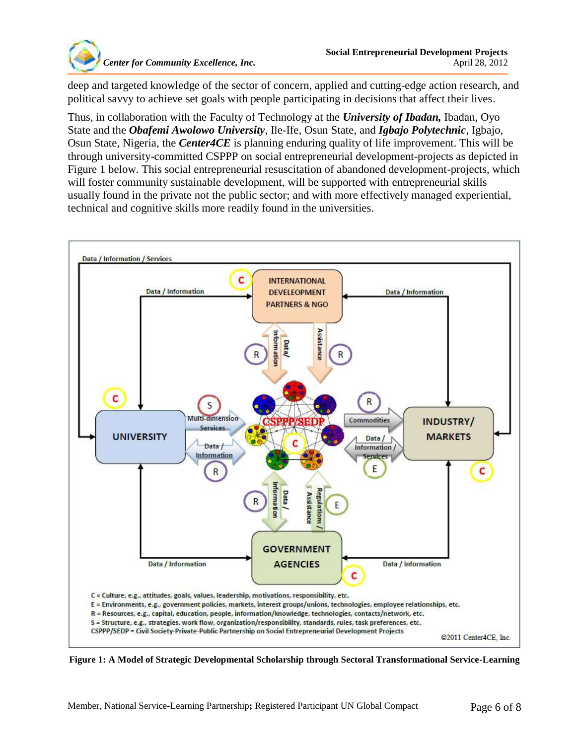deep and targeted knowledge of the sector of concern, applied and cutting-edge action research, and political savvy to achieve set goals with people participating in decisions that affect their lives.

Thus, in collaboration with the Faculty of Technology at the ***University of Ibadan,*** Ibadan, Oyo State and the ***Obafemi Awolowo University***, Ile-Ife, Osun State, and ***Igbajo Polytechnic***, Igbajo, Osun State, Nigeria, the ***Center4CE*** is planning enduring quality of life improvement. This will be through university-committed CSPPP on social entrepreneurial development-projects as depicted in Figure 1 below. This social entrepreneurial resuscitation of abandoned development-projects, which will foster community sustainable development, will be supported with entrepreneurial skills usually found in the private not the public sector; and with more effectively managed experiential, technical and cognitive skills more readily found in the universities.

Data / Information / Services

Data / Information — INTERNATIONAL DEVELEOPMENT PARTNERS & NGO — Data / Information

Data/ Information — Assistance

UNIVERSITY — Multi-dimension Services — Data / Information — CSPPP/SEDP — Commodities — Data / Information / Services — INDUSTRY/ MARKETS

Data / Information — Regulations / Assistance

Data / Information — GOVERNMENT AGENCIES — Data / Information

C = Culture, e.g., attitudes, goals, values, leadership, motivations, responsibility, etc.
E = Environments, e.g., government policies, markets, interest groups/unions, technologies, employee relationships, etc.
R = Resources, e.g., capital, education, people, information/knowledge, technologies, contacts/network, etc.
S = Structure, e.g., strategies, work flow, organization/responsibility, standards, rules, task preferences, etc.
CSPPP/SEDP = Civil Society-Private-Public Partnership on Social Entrepreneurial Development Projects

©2011 Center4CE, Inc.

**Figure 1: A Model of Strategic Developmental Scholarship through Sectoral Transformational Service-Learning**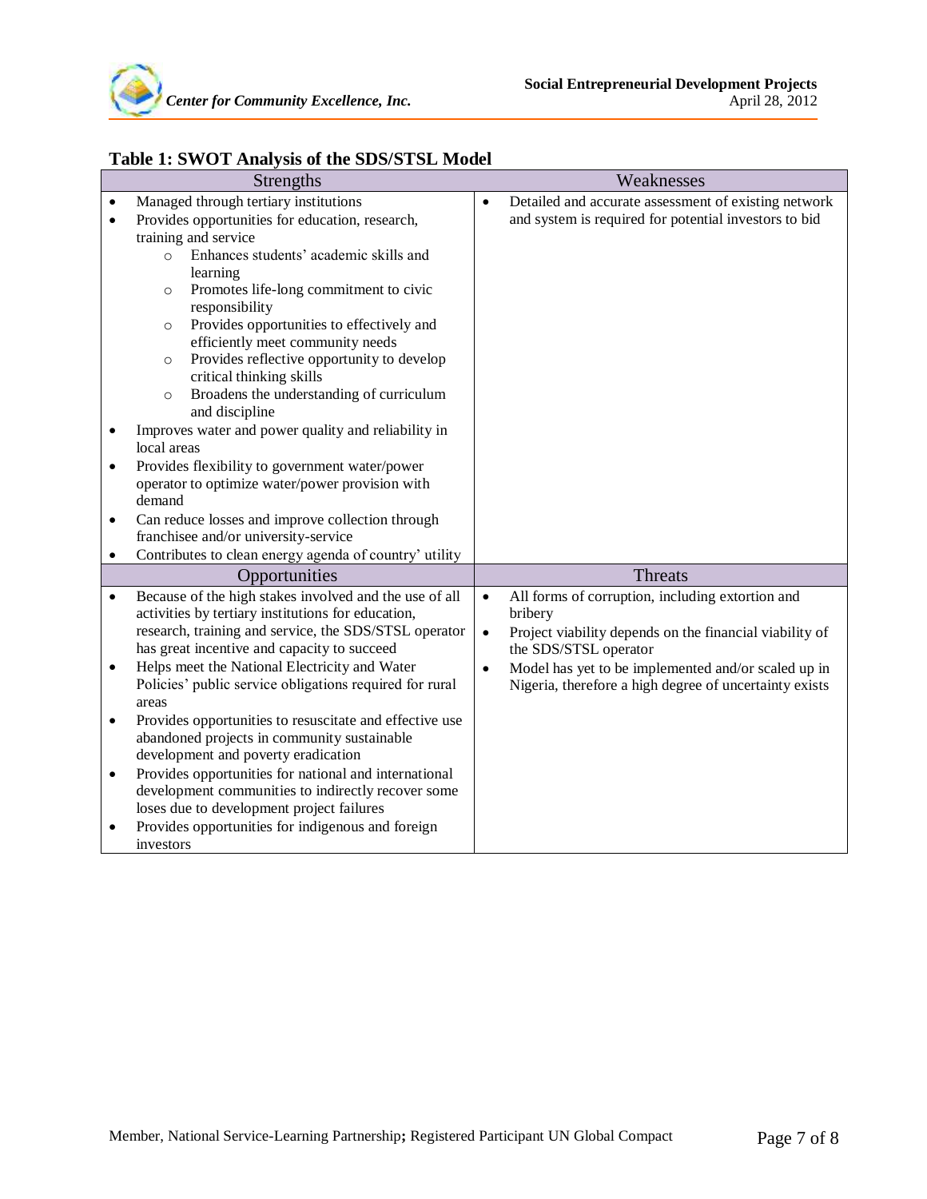**Table 1: SWOT Analysis of the SDS/STSL Model**

| Strengths | Weaknesses |
|---|---|
| • Managed through tertiary institutions<br>• Provides opportunities for education, research, training and service<br>&nbsp;&nbsp;&nbsp;&nbsp;○ Enhances students' academic skills and learning<br>&nbsp;&nbsp;&nbsp;&nbsp;○ Promotes life-long commitment to civic responsibility<br>&nbsp;&nbsp;&nbsp;&nbsp;○ Provides opportunities to effectively and efficiently meet community needs<br>&nbsp;&nbsp;&nbsp;&nbsp;○ Provides reflective opportunity to develop critical thinking skills<br>&nbsp;&nbsp;&nbsp;&nbsp;○ Broadens the understanding of curriculum and discipline<br>• Improves water and power quality and reliability in local areas<br>• Provides flexibility to government water/power operator to optimize water/power provision with demand<br>• Can reduce losses and improve collection through franchisee and/or university-service<br>• Contributes to clean energy agenda of country' utility | • Detailed and accurate assessment of existing network and system is required for potential investors to bid |
| **Opportunities** | **Threats** |
| • Because of the high stakes involved and the use of all activities by tertiary institutions for education, research, training and service, the SDS/STSL operator has great incentive and capacity to succeed<br>• Helps meet the National Electricity and Water Policies' public service obligations required for rural areas<br>• Provides opportunities to resuscitate and effective use abandoned projects in community sustainable development and poverty eradication<br>• Provides opportunities for national and international development communities to indirectly recover some loses due to development project failures<br>• Provides opportunities for indigenous and foreign investors | • All forms of corruption, including extortion and bribery<br>• Project viability depends on the financial viability of the SDS/STSL operator<br>• Model has yet to be implemented and/or scaled up in Nigeria, therefore a high degree of uncertainty exists |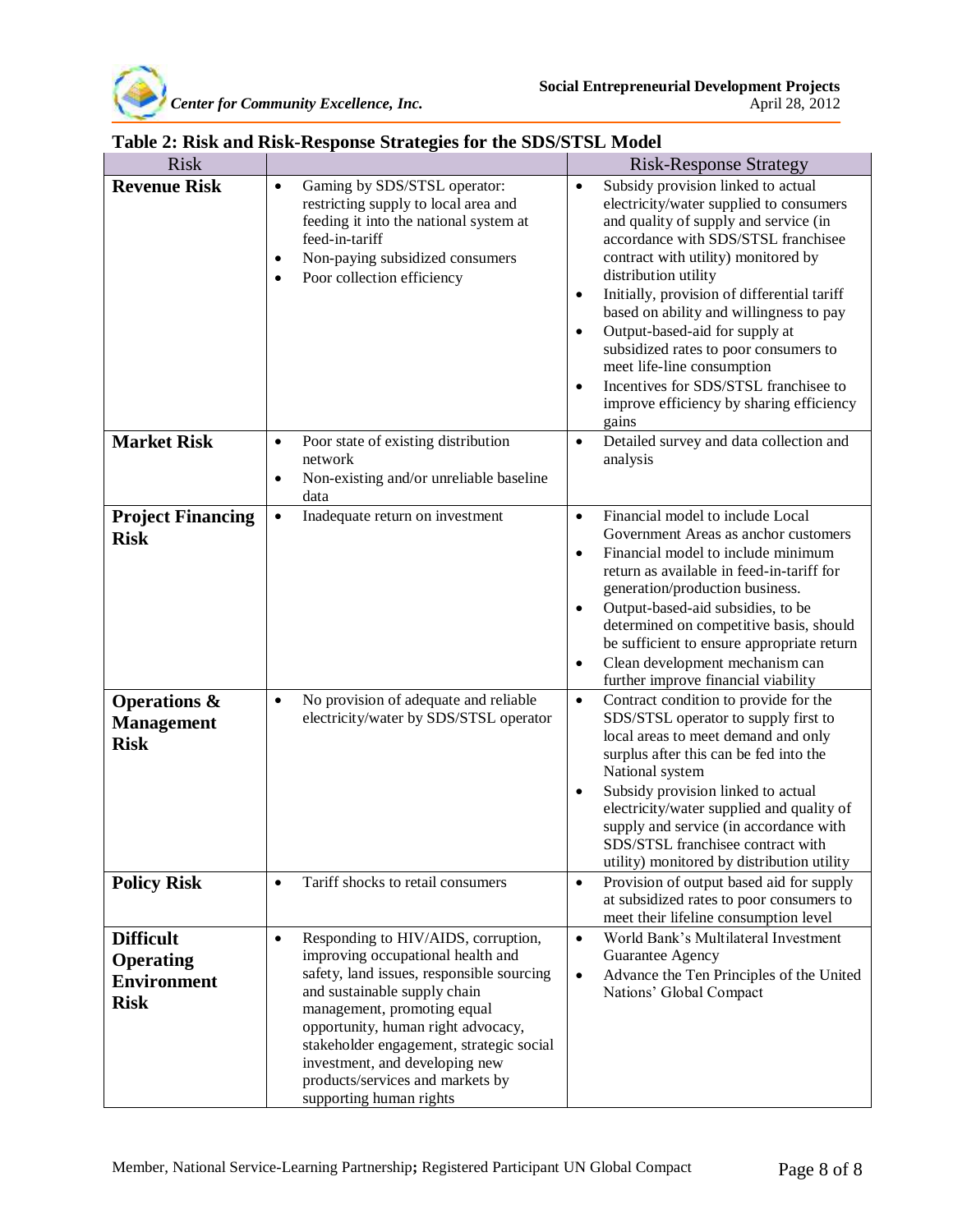**Table 2: Risk and Risk-Response Strategies for the SDS/STSL Model**

| Risk | | Risk-Response Strategy |
|---|---|---|
| **Revenue Risk** | • Gaming by SDS/STSL operator: restricting supply to local area and feeding it into the national system at feed-in-tariff<br>• Non-paying subsidized consumers<br>• Poor collection efficiency | • Subsidy provision linked to actual electricity/water supplied to consumers and quality of supply and service (in accordance with SDS/STSL franchisee contract with utility) monitored by distribution utility<br>• Initially, provision of differential tariff based on ability and willingness to pay<br>• Output-based-aid for supply at subsidized rates to poor consumers to meet life-line consumption<br>• Incentives for SDS/STSL franchisee to improve efficiency by sharing efficiency gains |
| **Market Risk** | • Poor state of existing distribution network<br>• Non-existing and/or unreliable baseline data | • Detailed survey and data collection and analysis |
| **Project Financing Risk** | • Inadequate return on investment | • Financial model to include Local Government Areas as anchor customers<br>• Financial model to include minimum return as available in feed-in-tariff for generation/production business.<br>• Output-based-aid subsidies, to be determined on competitive basis, should be sufficient to ensure appropriate return<br>• Clean development mechanism can further improve financial viability |
| **Operations & Management Risk** | • No provision of adequate and reliable electricity/water by SDS/STSL operator | • Contract condition to provide for the SDS/STSL operator to supply first to local areas to meet demand and only surplus after this can be fed into the National system<br>• Subsidy provision linked to actual electricity/water supplied and quality of supply and service (in accordance with SDS/STSL franchisee contract with utility) monitored by distribution utility |
| **Policy Risk** | • Tariff shocks to retail consumers | • Provision of output based aid for supply at subsidized rates to poor consumers to meet their lifeline consumption level |
| **Difficult Operating Environment Risk** | • Responding to HIV/AIDS, corruption, improving occupational health and safety, land issues, responsible sourcing and sustainable supply chain management, promoting equal opportunity, human right advocacy, stakeholder engagement, strategic social investment, and developing new products/services and markets by supporting human rights | • World Bank's Multilateral Investment Guarantee Agency<br>• Advance the Ten Principles of the United Nations' Global Compact |